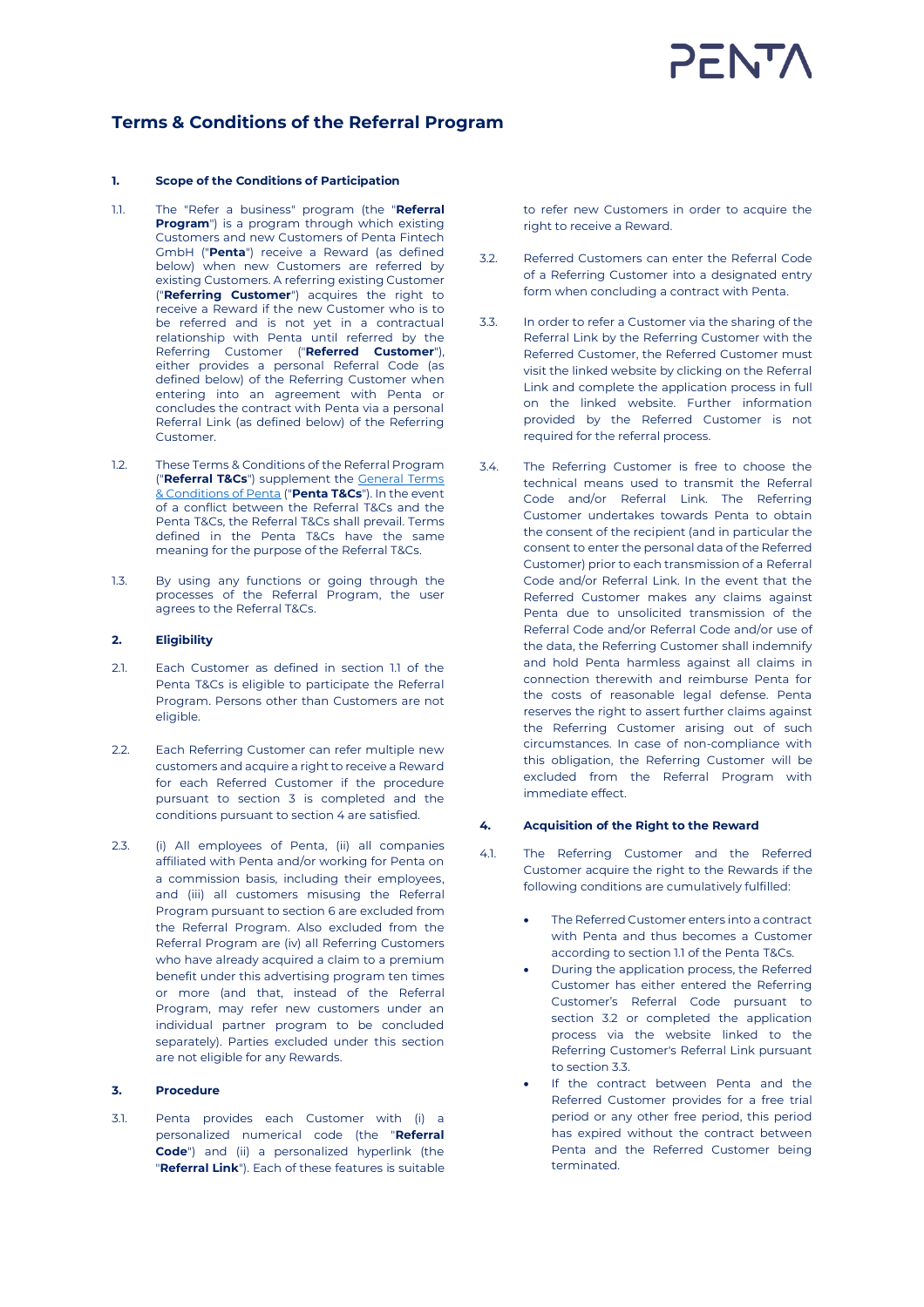# Terms & Conditions of the Referral Program

### 1. Scope of the Conditions of Participation

1.1. The "Refer a business" program (the "**Referral Program**") is a program through which existing Customers and new Customers of Penta Fintech GmbH ("**Penta**") receive a Reward (as defined below) when new Customers are referred by existing Customers. A referring existing Customer ("**Referring Customer**") acquires the right to receive a Reward if the new Customer who is to be referred and is not yet in a contractual relationship with Penta until referred by the Referring Customer ("**Referred Customer**"), either provides a personal Referral Code (as defined below) of the Referring Customer when entering into an agreement with Penta or concludes the contract with Penta via a personal Referral Link (as defined below) of the Referring Customer.

1.2. These Terms & Conditions of the Referral Program ("**Referral T&Cs**") supplement the General Terms & Conditions of Penta ("**Penta T&Cs**"). In the event of a conflict between the Referral T&Cs and the Penta T&Cs, the Referral T&Cs shall prevail. Terms defined in the Penta T&Cs have the same meaning for the purpose of the Referral T&Cs.

1.3. By using any functions or going through the processes of the Referral Program, the user agrees to the Referral T&Cs.

### 2. Eligibility

2.1. Each Customer as defined in section 1.1 of the Penta T&Cs is eligible to participate the Referral Program. Persons other than Customers are not eligible.

2.2. Each Referring Customer can refer multiple new customers and acquire a right to receive a Reward for each Referred Customer if the procedure pursuant to section 3 is completed and the conditions pursuant to section 4 are satisfied.

2.3. (i) All employees of Penta, (ii) all companies affiliated with Penta and/or working for Penta on a commission basis, including their employees, and (iii) all customers misusing the Referral Program pursuant to section 6 are excluded from the Referral Program. Also excluded from the Referral Program are (iv) all Referring Customers who have already acquired a claim to a premium benefit under this advertising program ten times or more (and that, instead of the Referral Program, may refer new customers under an individual partner program to be concluded separately). Parties excluded under this section are not eligible for any Rewards.

### 3. Procedure

3.1. Penta provides each Customer with (i) a personalized numerical code (the "**Referral Code**") and (ii) a personalized hyperlink (the "**Referral Link**"). Each of these features is suitable to refer new Customers in order to acquire the right to receive a Reward.

3.2. Referred Customers can enter the Referral Code of a Referring Customer into a designated entry form when concluding a contract with Penta.

3.3. In order to refer a Customer via the sharing of the Referral Link by the Referring Customer with the Referred Customer, the Referred Customer must visit the linked website by clicking on the Referral Link and complete the application process in full on the linked website. Further information provided by the Referred Customer is not required for the referral process.

3.4. The Referring Customer is free to choose the technical means used to transmit the Referral Code and/or Referral Link. The Referring Customer undertakes towards Penta to obtain the consent of the recipient (and in particular the consent to enter the personal data of the Referred Customer) prior to each transmission of a Referral Code and/or Referral Link. In the event that the Referred Customer makes any claims against Penta due to unsolicited transmission of the Referral Code and/or Referral Code and/or use of the data, the Referring Customer shall indemnify and hold Penta harmless against all claims in connection therewith and reimburse Penta for the costs of reasonable legal defense. Penta reserves the right to assert further claims against the Referring Customer arising out of such circumstances. In case of non-compliance with this obligation, the Referring Customer will be excluded from the Referral Program with immediate effect.

### 4. Acquisition of the Right to the Reward

4.1. The Referring Customer and the Referred Customer acquire the right to the Rewards if the following conditions are cumulatively fulfilled:

- The Referred Customer enters into a contract with Penta and thus becomes a Customer according to section 1.1 of the Penta T&Cs.
- During the application process, the Referred Customer has either entered the Referring Customer's Referral Code pursuant to section 3.2 or completed the application process via the website linked to the Referring Customer's Referral Link pursuant to section 3.3.
- If the contract between Penta and the Referred Customer provides for a free trial period or any other free period, this period has expired without the contract between Penta and the Referred Customer being terminated.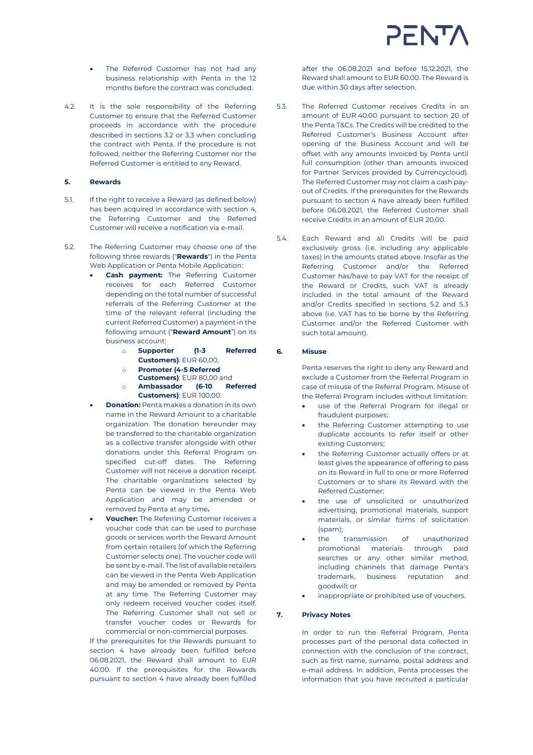- The Referred Customer has not had any business relationship with Penta in the 12 months before the contract was concluded.

4.2. It is the sole responsibility of the Referring Customer to ensure that the Referred Customer proceeds in accordance with the procedure described in sections 3.2 or 3.3 when concluding the contract with Penta. If the procedure is not followed, neither the Referring Customer nor the Referred Customer is entitled to any Reward.

**5. Rewards**

5.1. If the right to receive a Reward (as defined below) has been acquired in accordance with section 4, the Referring Customer and the Referred Customer will receive a notification via e-mail.

5.2. The Referring Customer may choose one of the following three rewards ("**Rewards**") in the Penta Web Application or Penta Mobile Application:

- **Cash payment:** The Referring Customer receives for each Referred Customer depending on the total number of successful referrals of the Referring Customer at the time of the relevant referral (including the current Referred Customer) a payment in the following amount ("**Reward Amount**") on its business account:
  - **Supporter (1-3 Referred Customers)**: EUR 60,00,
  - **Promoter (4-5 Referred Customers)**: EUR 80,00 and
  - **Ambassador (6-10 Referred Customers)**: EUR 100,00.
- **Donation:** Penta makes a donation in its own name in the Reward Amount to a charitable organization. The donation hereunder may be transferred to the charitable organization as a collective transfer alongside with other donations under this Referral Program on specified cut-off dates. The Referring Customer will not receive a donation receipt. The charitable organizations selected by Penta can be viewed in the Penta Web Application and may be amended or removed by Penta at any time**.**
- **Voucher:** The Referring Customer receives a voucher code that can be used to purchase goods or services worth the Reward Amount from certain retailers (of which the Referring Customer selects one). The voucher code will be sent by e-mail. The list of available retailers can be viewed in the Penta Web Application and may be amended or removed by Penta at any time. The Referring Customer may only redeem received voucher codes itself. The Referring Customer shall not sell or transfer voucher codes or Rewards for commercial or non-commercial purposes.

If the prerequisites for the Rewards pursuant to section 4 have already been fulfilled before 06.08.2021, the Reward shall amount to EUR 40.00. If the prerequisites for the Rewards pursuant to section 4 have already been fulfilled after the 06.08.2021 and before 15.12.2021, the Reward shall amount to EUR 60.00. The Reward is due within 30 days after selection.

5.3. The Referred Customer receives Credits in an amount of EUR 40.00 pursuant to section 20 of the Penta T&Cs. The Credits will be credited to the Referred Customer's Business Account after opening of the Business Account and will be offset with any amounts invoiced by Penta until full consumption (other than amounts invoiced for Partner Services provided by Currencycloud). The Referred Customer may not claim a cash pay-out of Credits. If the prerequisites for the Rewards pursuant to section 4 have already been fulfilled before 06.08.2021, the Referred Customer shall receive Credits in an amount of EUR 20.00.

5.4. Each Reward and all Credits will be paid exclusively gross (i.e. including any applicable taxes) in the amounts stated above. Insofar as the Referring Customer and/or the Referred Customer has/have to pay VAT for the receipt of the Reward or Credits, such VAT is already included in the total amount of the Reward and/or Credits specified in sections 5.2 and 5.3 above (i.e. VAT has to be borne by the Referring Customer and/or the Referred Customer with such total amount).

**6. Misuse**

Penta reserves the right to deny any Reward and exclude a Customer from the Referral Program in case of misuse of the Referral Program. Misuse of the Referral Program includes without limitation:

- use of the Referral Program for illegal or fraudulent purposes;
- the Referring Customer attempting to use duplicate accounts to refer itself or other existing Customers;
- the Referring Customer actually offers or at least gives the appearance of offering to pass on its Reward in full to one or more Referred Customers or to share its Reward with the Referred Customer;
- the use of unsolicited or unauthorized advertising, promotional materials, support materials, or similar forms of solicitation (spam);
- the transmission of unauthorized promotional materials through paid searches or any other similar method, including channels that damage Penta's trademark, business reputation and goodwill; or
- inappropriate or prohibited use of vouchers.

**7. Privacy Notes**

In order to run the Referral Program, Penta processes part of the personal data collected in connection with the conclusion of the contract, such as first name, surname, postal address and e-mail address. In addition, Penta processes the information that you have recruited a particular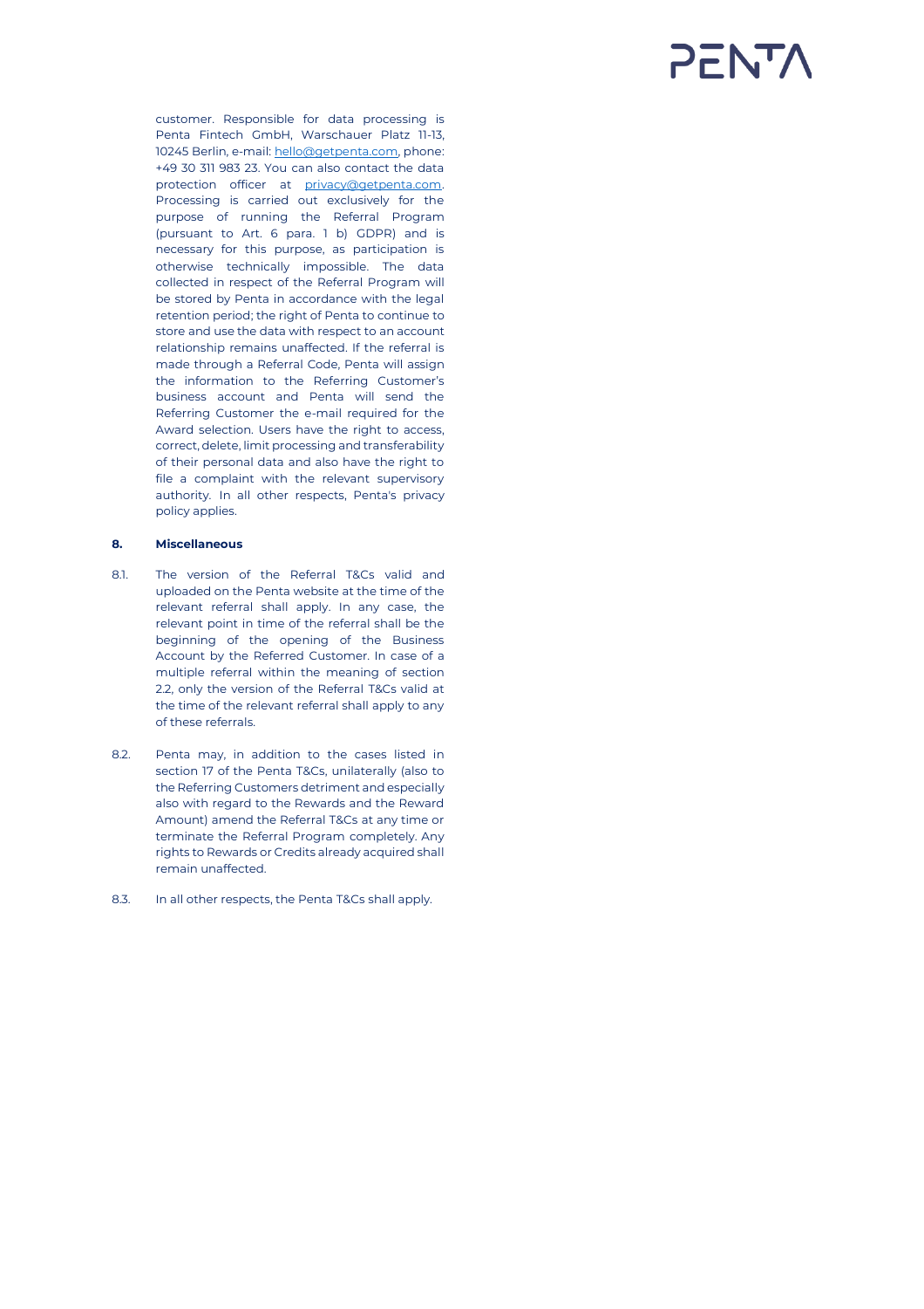customer. Responsible for data processing is Penta Fintech GmbH, Warschauer Platz 11-13, 10245 Berlin, e-mail: hello@getpenta.com, phone: +49 30 311 983 23. You can also contact the data protection officer at privacy@getpenta.com. Processing is carried out exclusively for the purpose of running the Referral Program (pursuant to Art. 6 para. 1 b) GDPR) and is necessary for this purpose, as participation is otherwise technically impossible. The data collected in respect of the Referral Program will be stored by Penta in accordance with the legal retention period; the right of Penta to continue to store and use the data with respect to an account relationship remains unaffected. If the referral is made through a Referral Code, Penta will assign the information to the Referring Customer's business account and Penta will send the Referring Customer the e-mail required for the Award selection. Users have the right to access, correct, delete, limit processing and transferability of their personal data and also have the right to file a complaint with the relevant supervisory authority. In all other respects, Penta's privacy policy applies.

## 8. Miscellaneous

8.1. The version of the Referral T&Cs valid and uploaded on the Penta website at the time of the relevant referral shall apply. In any case, the relevant point in time of the referral shall be the beginning of the opening of the Business Account by the Referred Customer. In case of a multiple referral within the meaning of section 2.2, only the version of the Referral T&Cs valid at the time of the relevant referral shall apply to any of these referrals.

8.2. Penta may, in addition to the cases listed in section 17 of the Penta T&Cs, unilaterally (also to the Referring Customers detriment and especially also with regard to the Rewards and the Reward Amount) amend the Referral T&Cs at any time or terminate the Referral Program completely. Any rights to Rewards or Credits already acquired shall remain unaffected.

8.3. In all other respects, the Penta T&Cs shall apply.